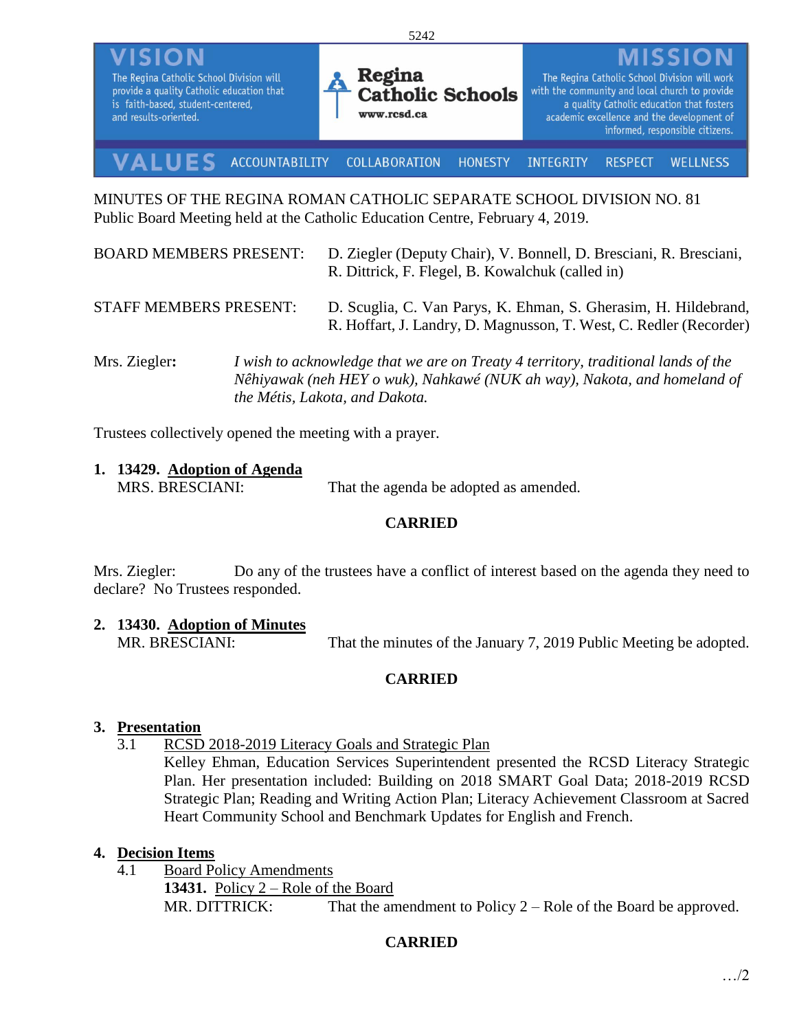VISION

The Regina Catholic School Division will provide a quality Catholic education that is faith-based, student-centered, and results-oriented.

Regina Catholic Schools
www.rcsd.ca

MISSION

The Regina Catholic School Division will work with the community and local church to provide a quality Catholic education that fosters academic excellence and the development of informed, responsible citizens.

VALUES ACCOUNTABILITY COLLABORATION HONESTY INTEGRITY RESPECT WELLNESS

MINUTES OF THE REGINA ROMAN CATHOLIC SEPARATE SCHOOL DIVISION NO. 81
Public Board Meeting held at the Catholic Education Centre, February 4, 2019.

BOARD MEMBERS PRESENT: D. Ziegler (Deputy Chair), V. Bonnell, D. Bresciani, R. Bresciani, R. Dittrick, F. Flegel, B. Kowalchuk (called in)

STAFF MEMBERS PRESENT: D. Scuglia, C. Van Parys, K. Ehman, S. Gherasim, H. Hildebrand, R. Hoffart, J. Landry, D. Magnusson, T. West, C. Redler (Recorder)

Mrs. Ziegler**:** *I wish to acknowledge that we are on Treaty 4 territory, traditional lands of the Nêhiyawak (neh HEY o wuk), Nahkawé (NUK ah way), Nakota, and homeland of the Métis, Lakota, and Dakota.*

Trustees collectively opened the meeting with a prayer.

**1. 13429. Adoption of Agenda**
MRS. BRESCIANI: That the agenda be adopted as amended.

**CARRIED**

Mrs. Ziegler: Do any of the trustees have a conflict of interest based on the agenda they need to declare? No Trustees responded.

**2. 13430. Adoption of Minutes**
MR. BRESCIANI: That the minutes of the January 7, 2019 Public Meeting be adopted.

**CARRIED**

**3. Presentation**

3.1 RCSD 2018-2019 Literacy Goals and Strategic Plan

Kelley Ehman, Education Services Superintendent presented the RCSD Literacy Strategic Plan. Her presentation included: Building on 2018 SMART Goal Data; 2018-2019 RCSD Strategic Plan; Reading and Writing Action Plan; Literacy Achievement Classroom at Sacred Heart Community School and Benchmark Updates for English and French.

**4. Decision Items**

4.1 Board Policy Amendments

**13431.** Policy 2 – Role of the Board
MR. DITTRICK: That the amendment to Policy 2 – Role of the Board be approved.

**CARRIED**

…/2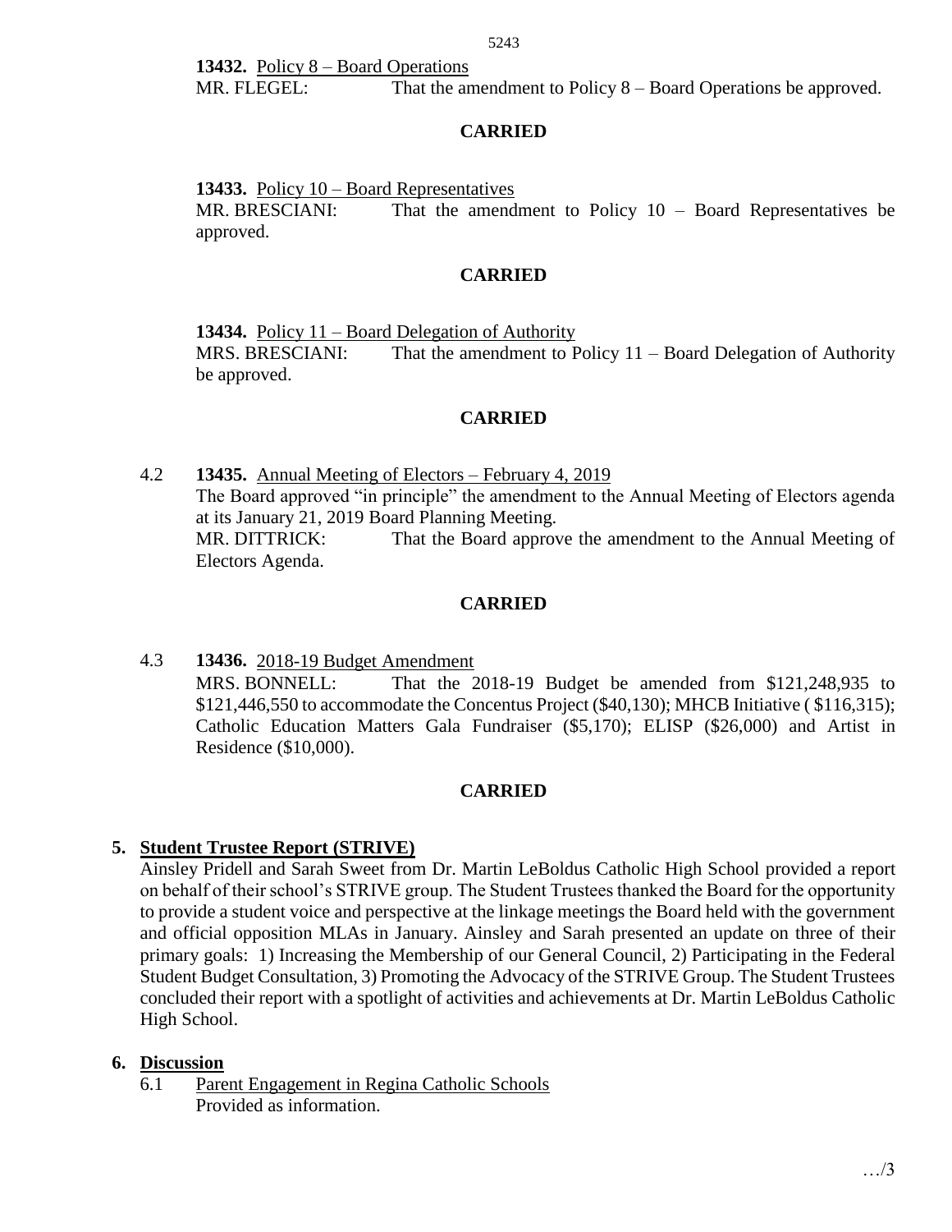**13432.** Policy 8 – Board Operations
MR. FLEGEL: That the amendment to Policy 8 – Board Operations be approved.

**CARRIED**

**13433.** Policy 10 – Board Representatives
MR. BRESCIANI: That the amendment to Policy 10 – Board Representatives be approved.

**CARRIED**

**13434.** Policy 11 – Board Delegation of Authority
MRS. BRESCIANI: That the amendment to Policy 11 – Board Delegation of Authority be approved.

**CARRIED**

4.2 **13435.** Annual Meeting of Electors – February 4, 2019
The Board approved "in principle" the amendment to the Annual Meeting of Electors agenda at its January 21, 2019 Board Planning Meeting.
MR. DITTRICK: That the Board approve the amendment to the Annual Meeting of Electors Agenda.

**CARRIED**

4.3 **13436.** 2018-19 Budget Amendment
MRS. BONNELL: That the 2018-19 Budget be amended from $121,248,935 to $121,446,550 to accommodate the Concentus Project ($40,130); MHCB Initiative ( $116,315); Catholic Education Matters Gala Fundraiser ($5,170); ELISP ($26,000) and Artist in Residence ($10,000).

**CARRIED**

## 5. Student Trustee Report (STRIVE)

Ainsley Pridell and Sarah Sweet from Dr. Martin LeBoldus Catholic High School provided a report on behalf of their school's STRIVE group. The Student Trustees thanked the Board for the opportunity to provide a student voice and perspective at the linkage meetings the Board held with the government and official opposition MLAs in January. Ainsley and Sarah presented an update on three of their primary goals: 1) Increasing the Membership of our General Council, 2) Participating in the Federal Student Budget Consultation, 3) Promoting the Advocacy of the STRIVE Group. The Student Trustees concluded their report with a spotlight of activities and achievements at Dr. Martin LeBoldus Catholic High School.

## 6. Discussion

6.1 Parent Engagement in Regina Catholic Schools
Provided as information.

…/3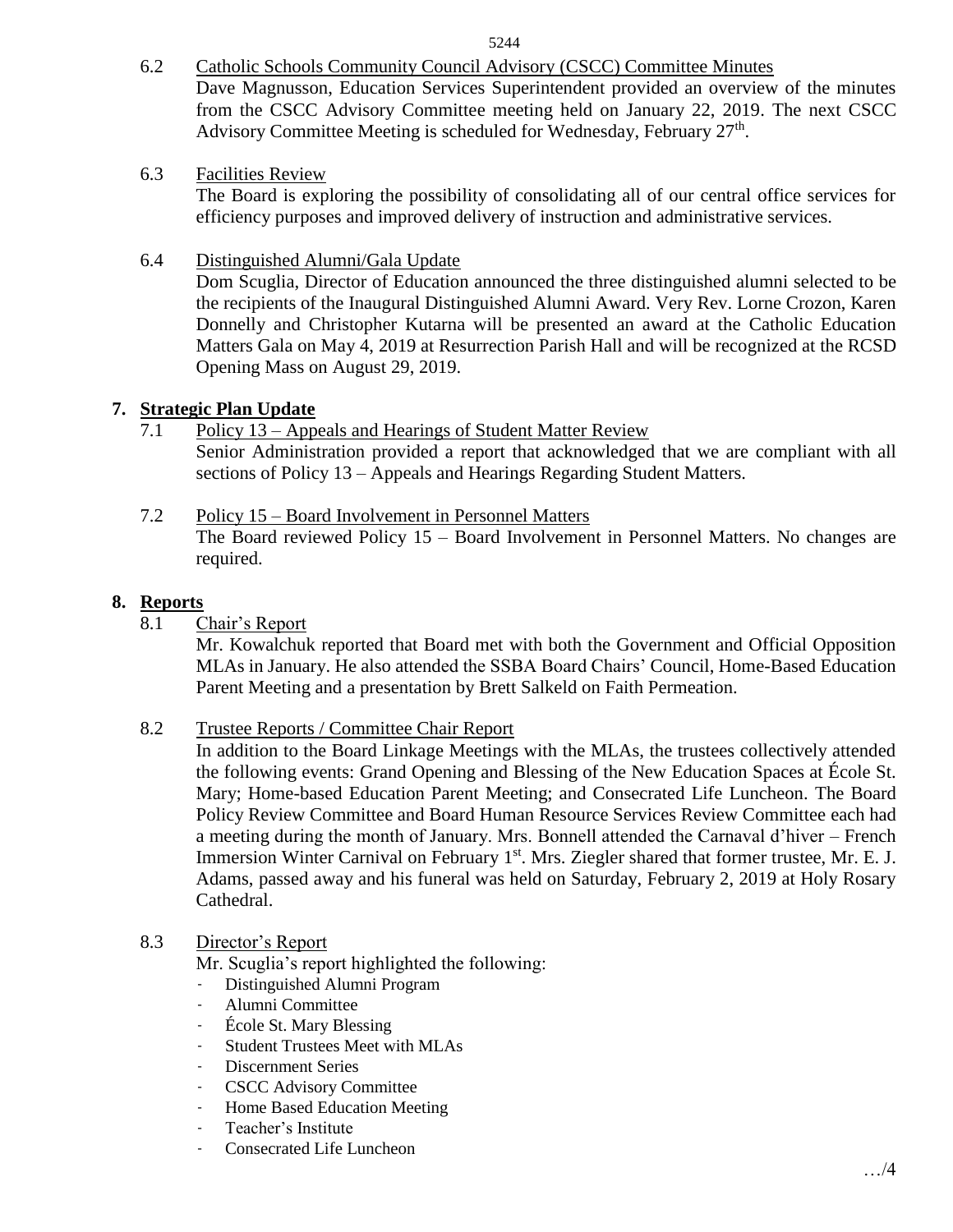6.2 Catholic Schools Community Council Advisory (CSCC) Committee Minutes

Dave Magnusson, Education Services Superintendent provided an overview of the minutes from the CSCC Advisory Committee meeting held on January 22, 2019. The next CSCC Advisory Committee Meeting is scheduled for Wednesday, February 27th.

6.3 Facilities Review

The Board is exploring the possibility of consolidating all of our central office services for efficiency purposes and improved delivery of instruction and administrative services.

6.4 Distinguished Alumni/Gala Update

Dom Scuglia, Director of Education announced the three distinguished alumni selected to be the recipients of the Inaugural Distinguished Alumni Award. Very Rev. Lorne Crozon, Karen Donnelly and Christopher Kutarna will be presented an award at the Catholic Education Matters Gala on May 4, 2019 at Resurrection Parish Hall and will be recognized at the RCSD Opening Mass on August 29, 2019.

## 7. Strategic Plan Update

7.1 Policy 13 – Appeals and Hearings of Student Matter Review

Senior Administration provided a report that acknowledged that we are compliant with all sections of Policy 13 – Appeals and Hearings Regarding Student Matters.

7.2 Policy 15 – Board Involvement in Personnel Matters

The Board reviewed Policy 15 – Board Involvement in Personnel Matters. No changes are required.

## 8. Reports

8.1 Chair's Report

Mr. Kowalchuk reported that Board met with both the Government and Official Opposition MLAs in January. He also attended the SSBA Board Chairs' Council, Home-Based Education Parent Meeting and a presentation by Brett Salkeld on Faith Permeation.

8.2 Trustee Reports / Committee Chair Report

In addition to the Board Linkage Meetings with the MLAs, the trustees collectively attended the following events: Grand Opening and Blessing of the New Education Spaces at École St. Mary; Home-based Education Parent Meeting; and Consecrated Life Luncheon. The Board Policy Review Committee and Board Human Resource Services Review Committee each had a meeting during the month of January. Mrs. Bonnell attended the Carnaval d'hiver – French Immersion Winter Carnival on February 1st. Mrs. Ziegler shared that former trustee, Mr. E. J. Adams, passed away and his funeral was held on Saturday, February 2, 2019 at Holy Rosary Cathedral.

8.3 Director's Report

Mr. Scuglia's report highlighted the following:

- Distinguished Alumni Program
- Alumni Committee
- École St. Mary Blessing
- Student Trustees Meet with MLAs
- Discernment Series
- CSCC Advisory Committee
- Home Based Education Meeting
- Teacher's Institute
- Consecrated Life Luncheon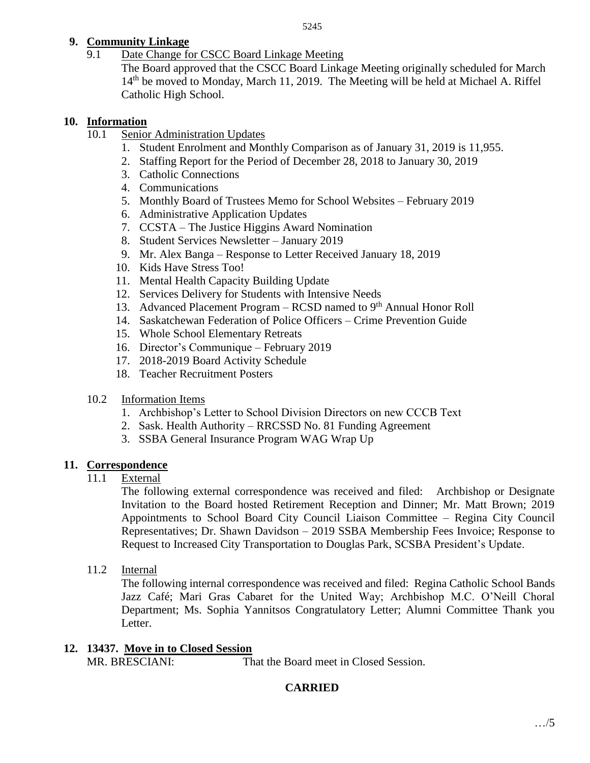## 9. Community Linkage

9.1 Date Change for CSCC Board Linkage Meeting

The Board approved that the CSCC Board Linkage Meeting originally scheduled for March 14th be moved to Monday, March 11, 2019. The Meeting will be held at Michael A. Riffel Catholic High School.

## 10. Information

10.1 Senior Administration Updates

1. Student Enrolment and Monthly Comparison as of January 31, 2019 is 11,955.
2. Staffing Report for the Period of December 28, 2018 to January 30, 2019
3. Catholic Connections
4. Communications
5. Monthly Board of Trustees Memo for School Websites – February 2019
6. Administrative Application Updates
7. CCSTA – The Justice Higgins Award Nomination
8. Student Services Newsletter – January 2019
9. Mr. Alex Banga – Response to Letter Received January 18, 2019
10. Kids Have Stress Too!
11. Mental Health Capacity Building Update
12. Services Delivery for Students with Intensive Needs
13. Advanced Placement Program – RCSD named to 9th Annual Honor Roll
14. Saskatchewan Federation of Police Officers – Crime Prevention Guide
15. Whole School Elementary Retreats
16. Director's Communique – February 2019
17. 2018-2019 Board Activity Schedule
18. Teacher Recruitment Posters

10.2 Information Items

1. Archbishop's Letter to School Division Directors on new CCCB Text
2. Sask. Health Authority – RRCSSD No. 81 Funding Agreement
3. SSBA General Insurance Program WAG Wrap Up

## 11. Correspondence

11.1 External

The following external correspondence was received and filed: Archbishop or Designate Invitation to the Board hosted Retirement Reception and Dinner; Mr. Matt Brown; 2019 Appointments to School Board City Council Liaison Committee – Regina City Council Representatives; Dr. Shawn Davidson – 2019 SSBA Membership Fees Invoice; Response to Request to Increased City Transportation to Douglas Park, SCSBA President's Update.

11.2 Internal

The following internal correspondence was received and filed: Regina Catholic School Bands Jazz Café; Mari Gras Cabaret for the United Way; Archbishop M.C. O'Neill Choral Department; Ms. Sophia Yannitsos Congratulatory Letter; Alumni Committee Thank you Letter.

## 12. 13437. Move in to Closed Session

MR. BRESCIANI: That the Board meet in Closed Session.

**CARRIED**

…/5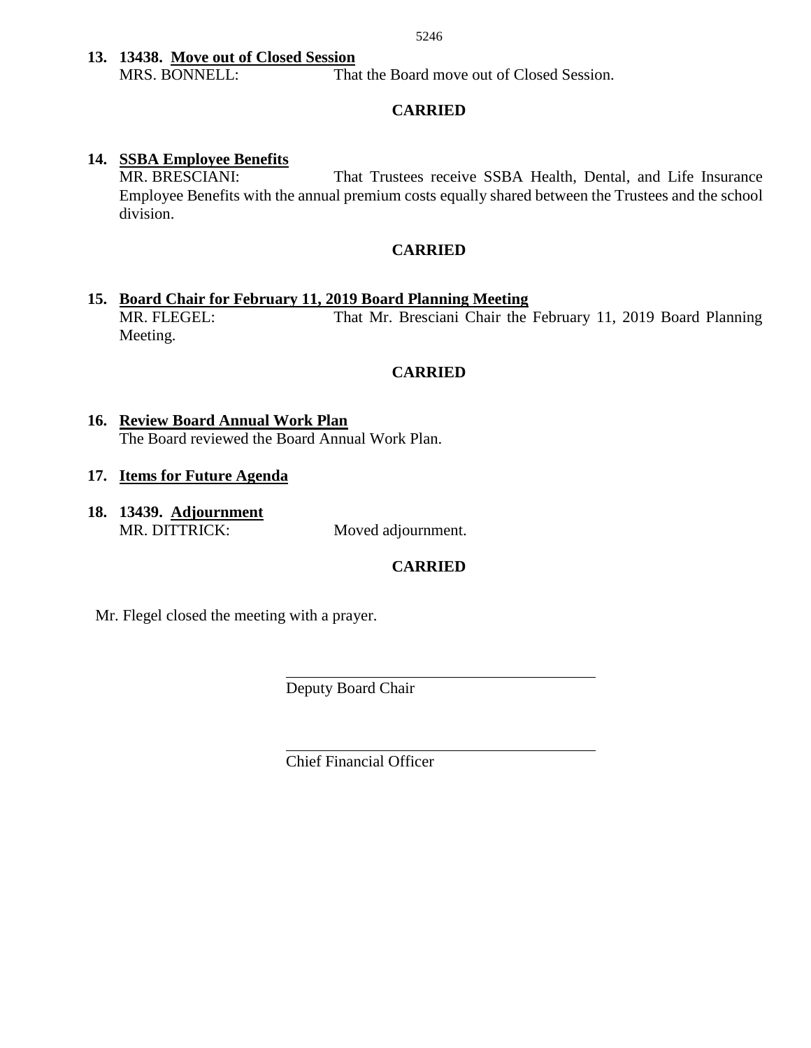**13. 13438. Move out of Closed Session**

MRS. BONNELL: That the Board move out of Closed Session.

**CARRIED**

**14. SSBA Employee Benefits**

MR. BRESCIANI: That Trustees receive SSBA Health, Dental, and Life Insurance Employee Benefits with the annual premium costs equally shared between the Trustees and the school division.

**CARRIED**

**15. Board Chair for February 11, 2019 Board Planning Meeting**

MR. FLEGEL: That Mr. Bresciani Chair the February 11, 2019 Board Planning Meeting.

**CARRIED**

**16. Review Board Annual Work Plan**

The Board reviewed the Board Annual Work Plan.

**17. Items for Future Agenda**

**18. 13439. Adjournment**

MR. DITTRICK: Moved adjournment.

**CARRIED**

Mr. Flegel closed the meeting with a prayer.

\_\_\_\_\_\_\_\_\_\_\_\_\_\_\_\_\_\_\_\_\_\_\_\_\_\_\_\_\_\_\_\_\_\_\_\_\_\_

Deputy Board Chair

\_\_\_\_\_\_\_\_\_\_\_\_\_\_\_\_\_\_\_\_\_\_\_\_\_\_\_\_\_\_\_\_\_\_\_\_\_\_

Chief Financial Officer